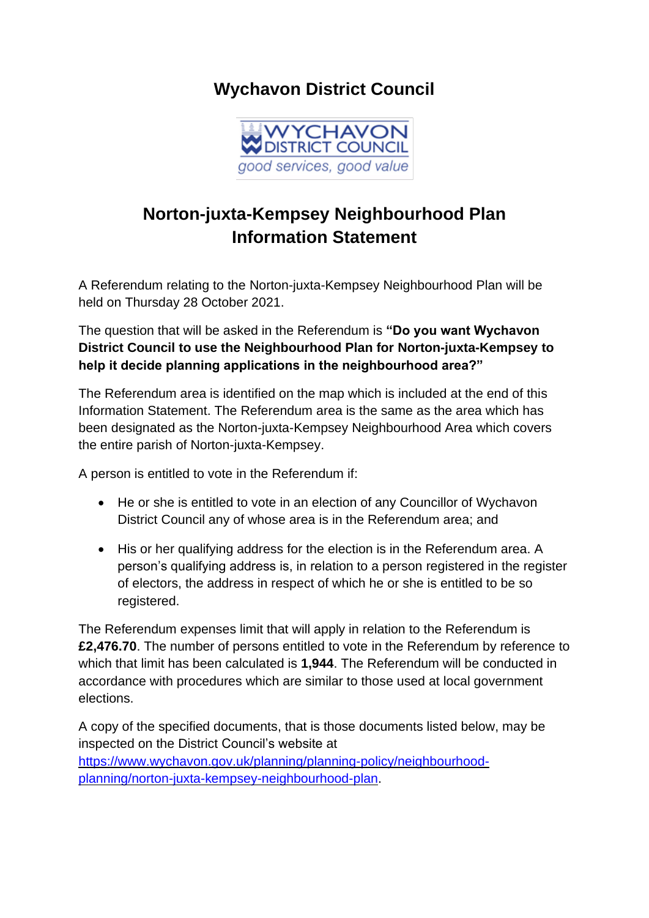# Wychavon District Council

## Norton-juxta-Kempsey Neighbourhood Plan Information Statement

A Referendum relating to the Norton-juxta-Kempsey Neighbourhood Plan will be held on Thursday 28 October 2021.

The question that will be asked in the Referendum is **"Do you want Wychavon District Council to use the Neighbourhood Plan for Norton-juxta-Kempsey to help it decide planning applications in the neighbourhood area?"**

The Referendum area is identified on the map which is included at the end of this Information Statement. The Referendum area is the same as the area which has been designated as the Norton-juxta-Kempsey Neighbourhood Area which covers the entire parish of Norton-juxta-Kempsey.

A person is entitled to vote in the Referendum if:

- He or she is entitled to vote in an election of any Councillor of Wychavon District Council any of whose area is in the Referendum area; and
- His or her qualifying address for the election is in the Referendum area. A person's qualifying address is, in relation to a person registered in the register of electors, the address in respect of which he or she is entitled to be so registered.

The Referendum expenses limit that will apply in relation to the Referendum is **£2,476.70**. The number of persons entitled to vote in the Referendum by reference to which that limit has been calculated is **1,944**. The Referendum will be conducted in accordance with procedures which are similar to those used at local government elections.

A copy of the specified documents, that is those documents listed below, may be inspected on the District Council's website at [https://www.wychavon.gov.uk/planning/planning-policy/neighbourhood-planning/norton-juxta-kempsey-neighbourhood-plan](https://www.wychavon.gov.uk/planning/planning-policy/neighbourhood-planning/norton-juxta-kempsey-neighbourhood-plan).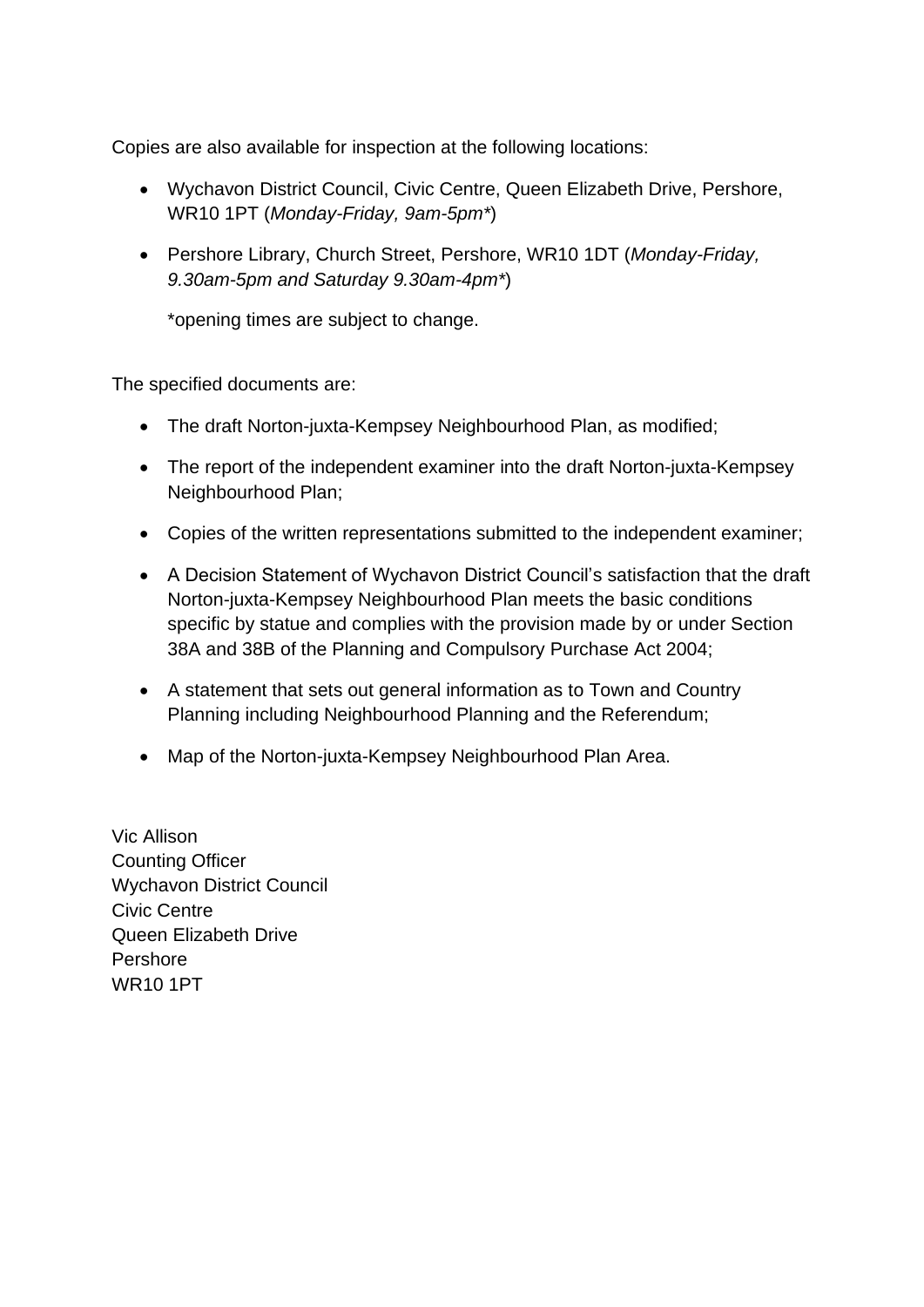Copies are also available for inspection at the following locations:

- Wychavon District Council, Civic Centre, Queen Elizabeth Drive, Pershore, WR10 1PT (*Monday-Friday, 9am-5pm**)
- Pershore Library, Church Street, Pershore, WR10 1DT (*Monday-Friday, 9.30am-5pm and Saturday 9.30am-4pm**)

  *opening times are subject to change.

The specified documents are:

- The draft Norton-juxta-Kempsey Neighbourhood Plan, as modified;
- The report of the independent examiner into the draft Norton-juxta-Kempsey Neighbourhood Plan;
- Copies of the written representations submitted to the independent examiner;
- A Decision Statement of Wychavon District Council's satisfaction that the draft Norton-juxta-Kempsey Neighbourhood Plan meets the basic conditions specific by statue and complies with the provision made by or under Section 38A and 38B of the Planning and Compulsory Purchase Act 2004;
- A statement that sets out general information as to Town and Country Planning including Neighbourhood Planning and the Referendum;
- Map of the Norton-juxta-Kempsey Neighbourhood Plan Area.

Vic Allison
Counting Officer
Wychavon District Council
Civic Centre
Queen Elizabeth Drive
Pershore
WR10 1PT